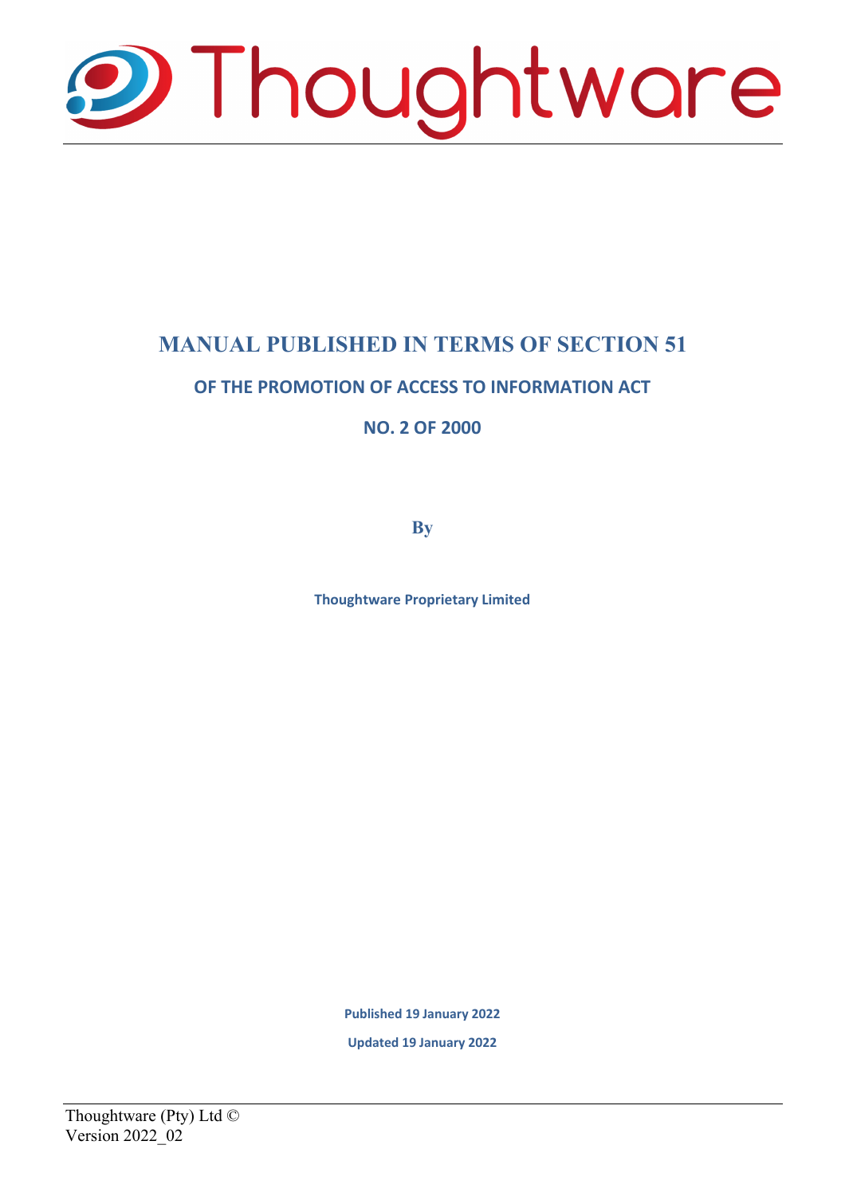Thoughtware

# MANUAL PUBLISHED IN TERMS OF SECTION 51

## OF THE PROMOTION OF ACCESS TO INFORMATION ACT

## NO. 2 OF 2000

**By**

**Thoughtware Proprietary Limited**

**Published 19 January 2022**

**Updated 19 January 2022**

Thoughtware (Pty) Ltd ©
Version 2022_02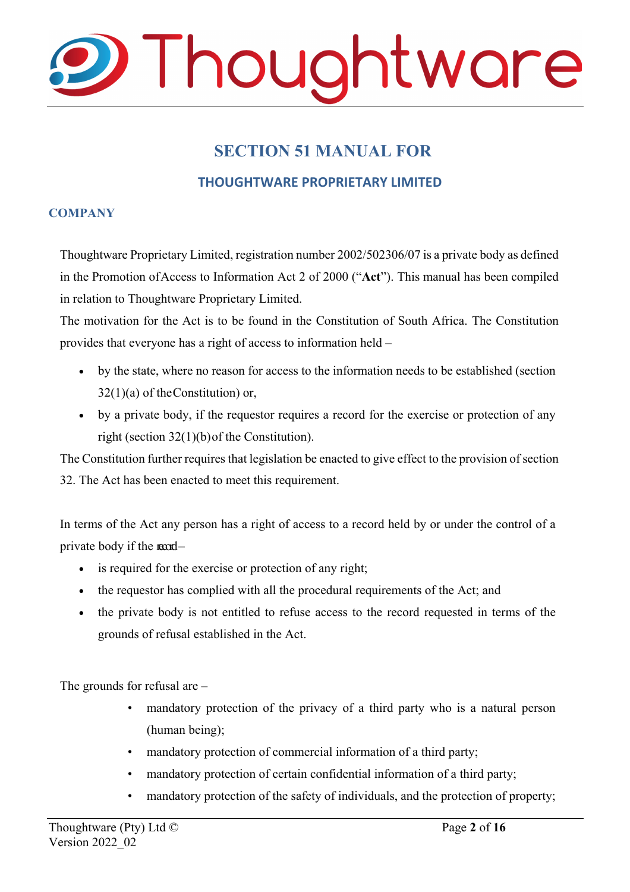# SECTION 51 MANUAL FOR

## THOUGHTWARE PROPRIETARY LIMITED

### COMPANY

Thoughtware Proprietary Limited, registration number 2002/502306/07 is a private body as defined in the Promotion of Access to Information Act 2 of 2000 ("**Act**"). This manual has been compiled in relation to Thoughtware Proprietary Limited.

The motivation for the Act is to be found in the Constitution of South Africa. The Constitution provides that everyone has a right of access to information held –

- by the state, where no reason for access to the information needs to be established (section 32(1)(a) of the Constitution) or,
- by a private body, if the requestor requires a record for the exercise or protection of any right (section 32(1)(b) of the Constitution).

The Constitution further requires that legislation be enacted to give effect to the provision of section 32. The Act has been enacted to meet this requirement.

In terms of the Act any person has a right of access to a record held by or under the control of a private body if the record –

- is required for the exercise or protection of any right;
- the requestor has complied with all the procedural requirements of the Act; and
- the private body is not entitled to refuse access to the record requested in terms of the grounds of refusal established in the Act.

The grounds for refusal are –

- mandatory protection of the privacy of a third party who is a natural person (human being);
- mandatory protection of commercial information of a third party;
- mandatory protection of certain confidential information of a third party;
- mandatory protection of the safety of individuals, and the protection of property;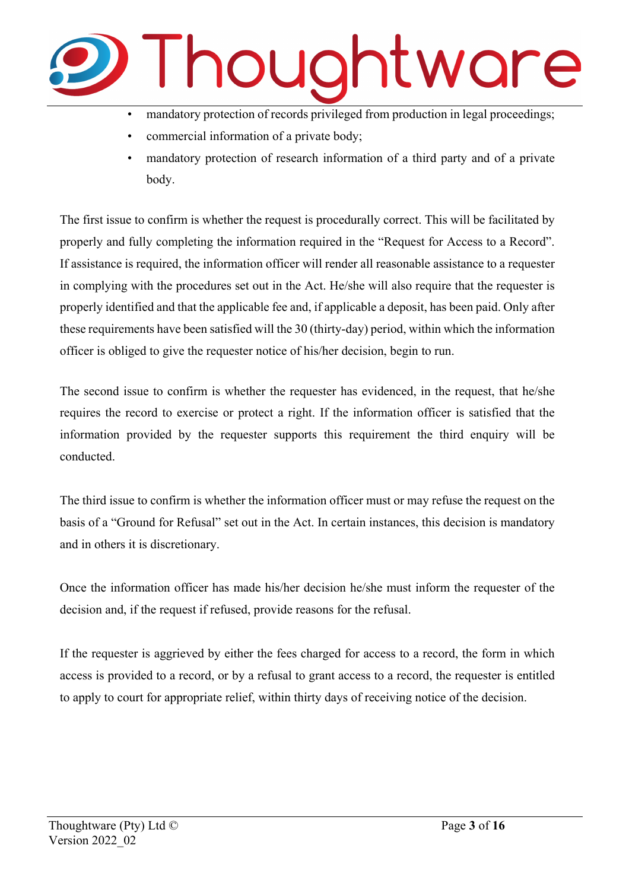- mandatory protection of records privileged from production in legal proceedings;
- commercial information of a private body;
- mandatory protection of research information of a third party and of a private body.

The first issue to confirm is whether the request is procedurally correct. This will be facilitated by properly and fully completing the information required in the "Request for Access to a Record". If assistance is required, the information officer will render all reasonable assistance to a requester in complying with the procedures set out in the Act. He/she will also require that the requester is properly identified and that the applicable fee and, if applicable a deposit, has been paid. Only after these requirements have been satisfied will the 30 (thirty-day) period, within which the information officer is obliged to give the requester notice of his/her decision, begin to run.

The second issue to confirm is whether the requester has evidenced, in the request, that he/she requires the record to exercise or protect a right. If the information officer is satisfied that the information provided by the requester supports this requirement the third enquiry will be conducted.

The third issue to confirm is whether the information officer must or may refuse the request on the basis of a "Ground for Refusal" set out in the Act. In certain instances, this decision is mandatory and in others it is discretionary.

Once the information officer has made his/her decision he/she must inform the requester of the decision and, if the request if refused, provide reasons for the refusal.

If the requester is aggrieved by either the fees charged for access to a record, the form in which access is provided to a record, or by a refusal to grant access to a record, the requester is entitled to apply to court for appropriate relief, within thirty days of receiving notice of the decision.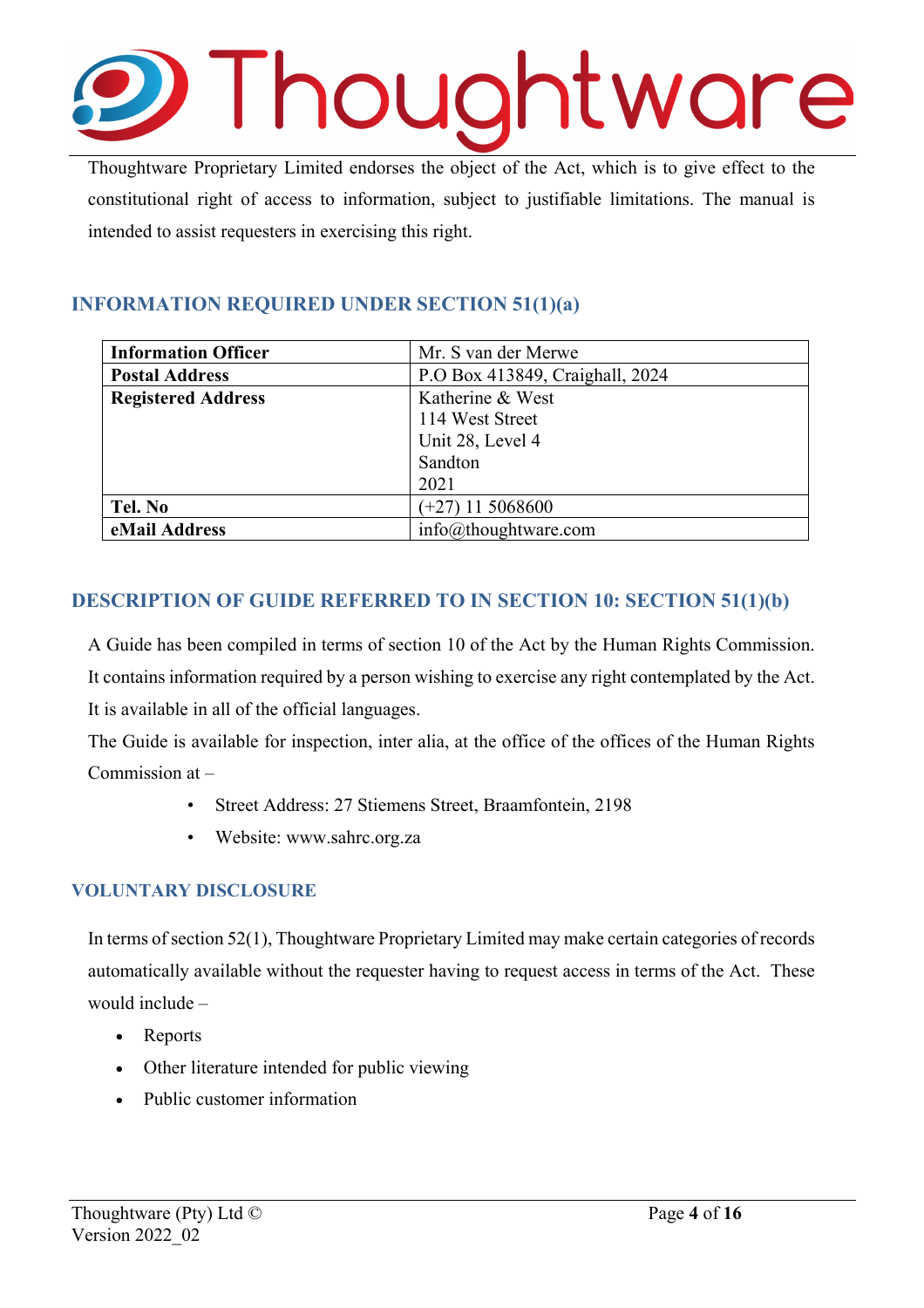Thoughtware Proprietary Limited endorses the object of the Act, which is to give effect to the constitutional right of access to information, subject to justifiable limitations. The manual is intended to assist requesters in exercising this right.

## INFORMATION REQUIRED UNDER SECTION 51(1)(a)

| | |
|---|---|
| **Information Officer** | Mr. S van der Merwe |
| **Postal Address** | P.O Box 413849, Craighall, 2024 |
| **Registered Address** | Katherine & West<br>114 West Street<br>Unit 28, Level 4<br>Sandton<br>2021 |
| **Tel. No** | (+27) 11 5068600 |
| **eMail Address** | info@thoughtware.com |

## DESCRIPTION OF GUIDE REFERRED TO IN SECTION 10: SECTION 51(1)(b)

A Guide has been compiled in terms of section 10 of the Act by the Human Rights Commission. It contains information required by a person wishing to exercise any right contemplated by the Act. It is available in all of the official languages.

The Guide is available for inspection, inter alia, at the office of the offices of the Human Rights Commission at –

- Street Address: 27 Stiemens Street, Braamfontein, 2198
- Website: www.sahrc.org.za

## VOLUNTARY DISCLOSURE

In terms of section 52(1), Thoughtware Proprietary Limited may make certain categories of records automatically available without the requester having to request access in terms of the Act. These would include –

- Reports
- Other literature intended for public viewing
- Public customer information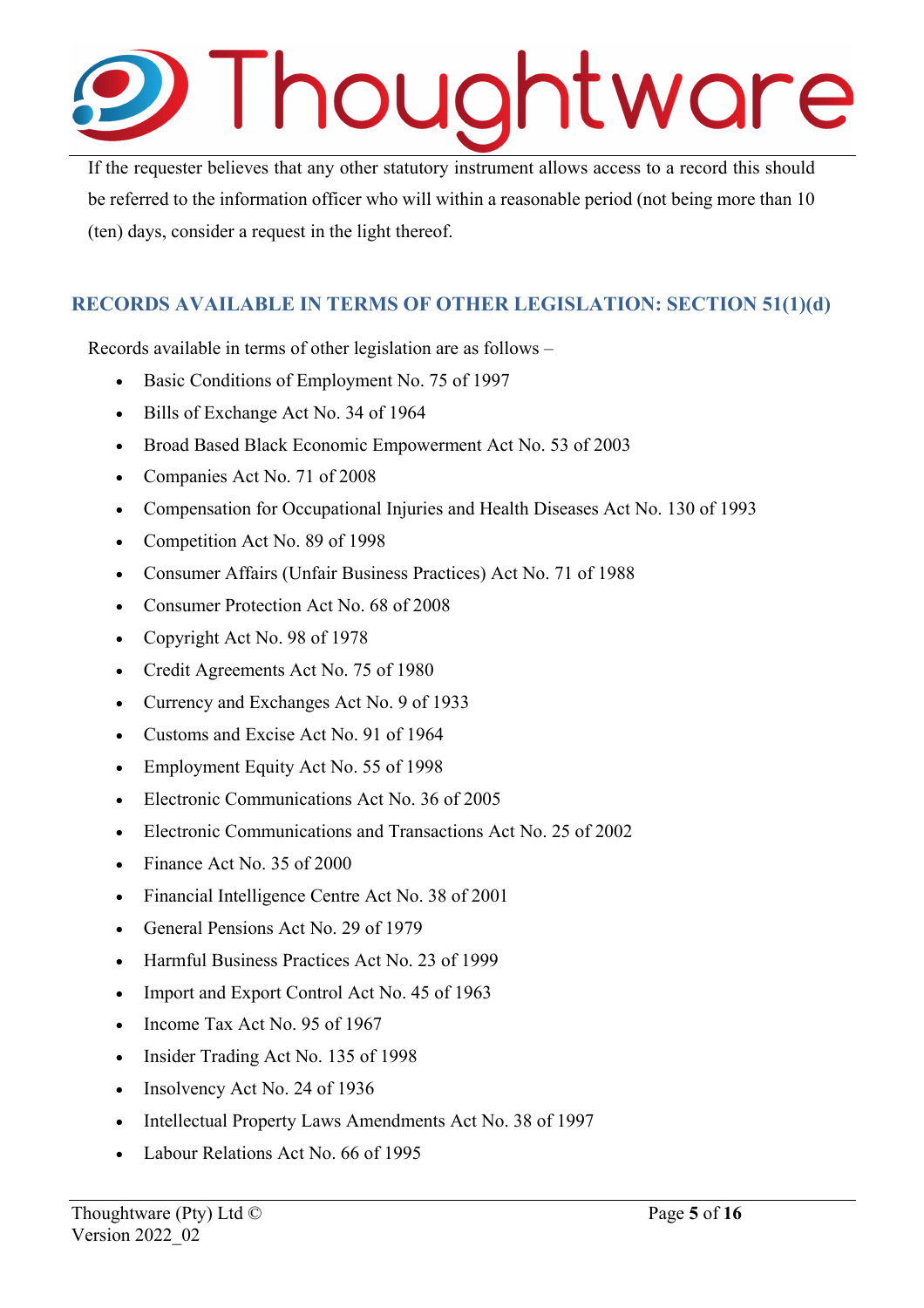If the requester believes that any other statutory instrument allows access to a record this should be referred to the information officer who will within a reasonable period (not being more than 10 (ten) days, consider a request in the light thereof.

## RECORDS AVAILABLE IN TERMS OF OTHER LEGISLATION: SECTION 51(1)(d)

Records available in terms of other legislation are as follows –

- Basic Conditions of Employment No. 75 of 1997
- Bills of Exchange Act No. 34 of 1964
- Broad Based Black Economic Empowerment Act No. 53 of 2003
- Companies Act No. 71 of 2008
- Compensation for Occupational Injuries and Health Diseases Act No. 130 of 1993
- Competition Act No. 89 of 1998
- Consumer Affairs (Unfair Business Practices) Act No. 71 of 1988
- Consumer Protection Act No. 68 of 2008
- Copyright Act No. 98 of 1978
- Credit Agreements Act No. 75 of 1980
- Currency and Exchanges Act No. 9 of 1933
- Customs and Excise Act No. 91 of 1964
- Employment Equity Act No. 55 of 1998
- Electronic Communications Act No. 36 of 2005
- Electronic Communications and Transactions Act No. 25 of 2002
- Finance Act No. 35 of 2000
- Financial Intelligence Centre Act No. 38 of 2001
- General Pensions Act No. 29 of 1979
- Harmful Business Practices Act No. 23 of 1999
- Import and Export Control Act No. 45 of 1963
- Income Tax Act No. 95 of 1967
- Insider Trading Act No. 135 of 1998
- Insolvency Act No. 24 of 1936
- Intellectual Property Laws Amendments Act No. 38 of 1997
- Labour Relations Act No. 66 of 1995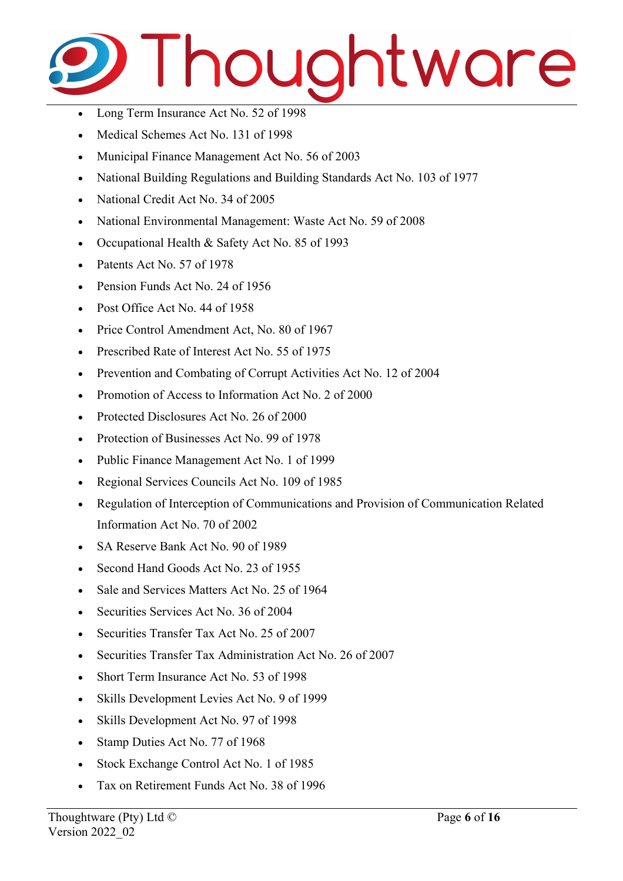- Long Term Insurance Act No. 52 of 1998
- Medical Schemes Act No. 131 of 1998
- Municipal Finance Management Act No. 56 of 2003
- National Building Regulations and Building Standards Act No. 103 of 1977
- National Credit Act No. 34 of 2005
- National Environmental Management: Waste Act No. 59 of 2008
- Occupational Health & Safety Act No. 85 of 1993
- Patents Act No. 57 of 1978
- Pension Funds Act No. 24 of 1956
- Post Office Act No. 44 of 1958
- Price Control Amendment Act, No. 80 of 1967
- Prescribed Rate of Interest Act No. 55 of 1975
- Prevention and Combating of Corrupt Activities Act No. 12 of 2004
- Promotion of Access to Information Act No. 2 of 2000
- Protected Disclosures Act No. 26 of 2000
- Protection of Businesses Act No. 99 of 1978
- Public Finance Management Act No. 1 of 1999
- Regional Services Councils Act No. 109 of 1985
- Regulation of Interception of Communications and Provision of Communication Related Information Act No. 70 of 2002
- SA Reserve Bank Act No. 90 of 1989
- Second Hand Goods Act No. 23 of 1955
- Sale and Services Matters Act No. 25 of 1964
- Securities Services Act No. 36 of 2004
- Securities Transfer Tax Act No. 25 of 2007
- Securities Transfer Tax Administration Act No. 26 of 2007
- Short Term Insurance Act No. 53 of 1998
- Skills Development Levies Act No. 9 of 1999
- Skills Development Act No. 97 of 1998
- Stamp Duties Act No. 77 of 1968
- Stock Exchange Control Act No. 1 of 1985
- Tax on Retirement Funds Act No. 38 of 1996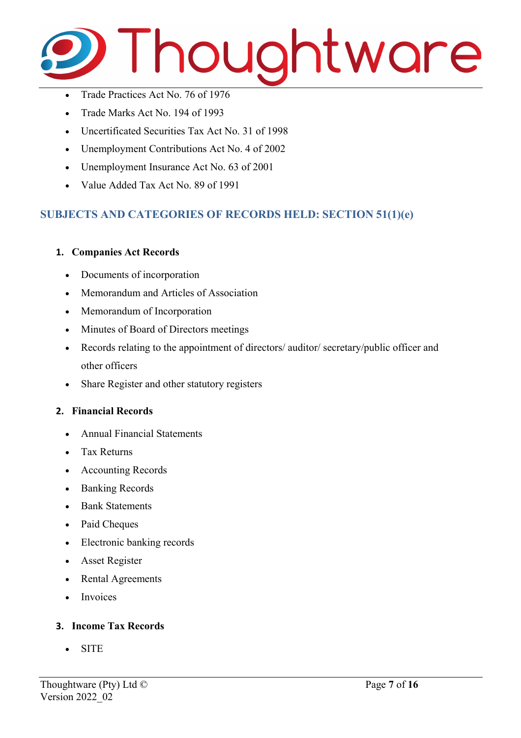- Trade Practices Act No. 76 of 1976
- Trade Marks Act No. 194 of 1993
- Uncertificated Securities Tax Act No. 31 of 1998
- Unemployment Contributions Act No. 4 of 2002
- Unemployment Insurance Act No. 63 of 2001
- Value Added Tax Act No. 89 of 1991

## SUBJECTS AND CATEGORIES OF RECORDS HELD: SECTION 51(1)(e)

### 1. Companies Act Records

- Documents of incorporation
- Memorandum and Articles of Association
- Memorandum of Incorporation
- Minutes of Board of Directors meetings
- Records relating to the appointment of directors/ auditor/ secretary/public officer and other officers
- Share Register and other statutory registers

### 2. Financial Records

- Annual Financial Statements
- Tax Returns
- Accounting Records
- Banking Records
- Bank Statements
- Paid Cheques
- Electronic banking records
- Asset Register
- Rental Agreements
- Invoices

### 3. Income Tax Records

- SITE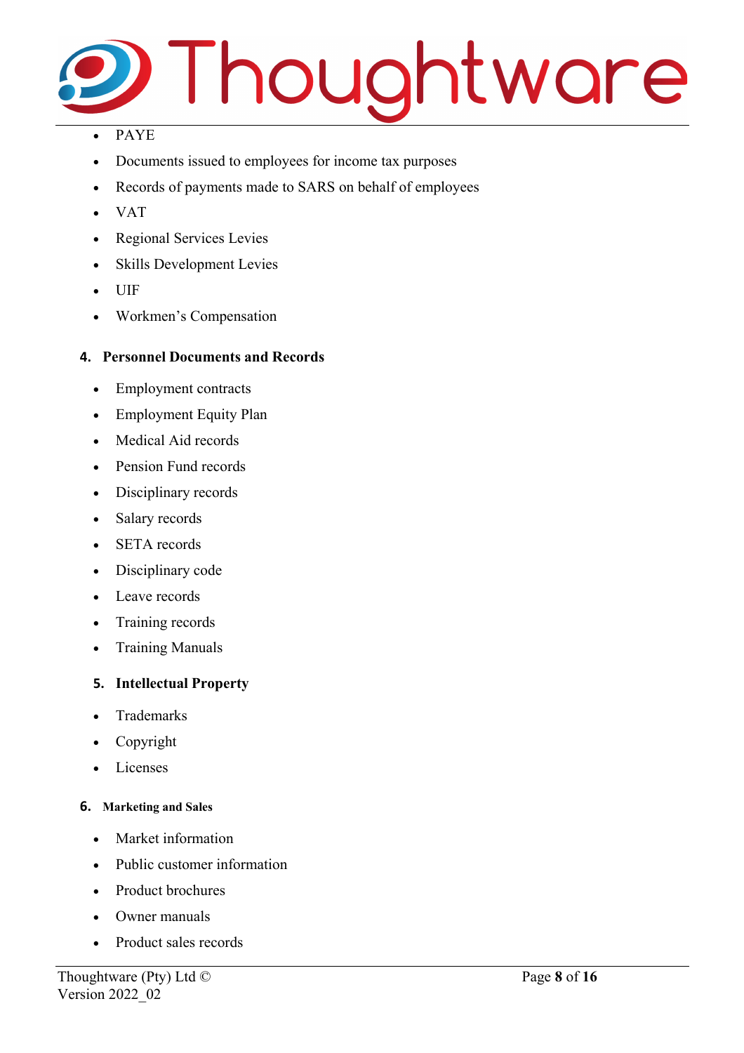- PAYE
- Documents issued to employees for income tax purposes
- Records of payments made to SARS on behalf of employees
- VAT
- Regional Services Levies
- Skills Development Levies
- UIF
- Workmen's Compensation

### 4. Personnel Documents and Records

- Employment contracts
- Employment Equity Plan
- Medical Aid records
- Pension Fund records
- Disciplinary records
- Salary records
- SETA records
- Disciplinary code
- Leave records
- Training records
- Training Manuals

### 5. Intellectual Property

- Trademarks
- Copyright
- Licenses

### 6. Marketing and Sales

- Market information
- Public customer information
- Product brochures
- Owner manuals
- Product sales records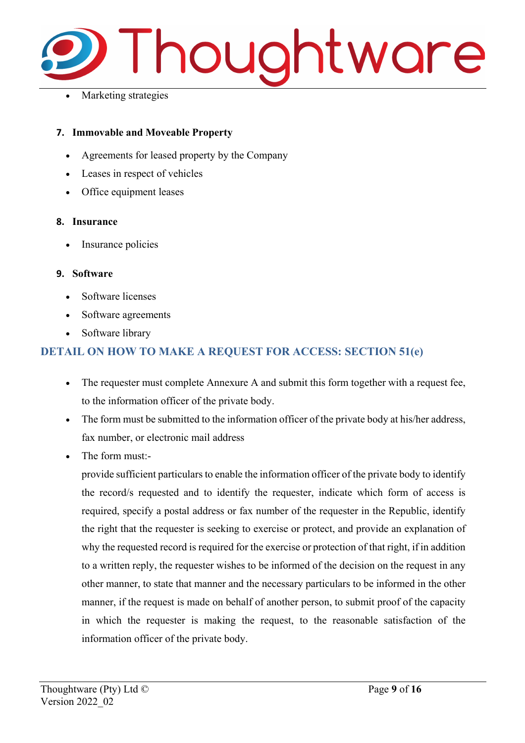- Marketing strategies

**7. Immovable and Moveable Property**

- Agreements for leased property by the Company
- Leases in respect of vehicles
- Office equipment leases

**8. Insurance**

- Insurance policies

**9. Software**

- Software licenses
- Software agreements
- Software library

## DETAIL ON HOW TO MAKE A REQUEST FOR ACCESS: SECTION 51(e)

- The requester must complete Annexure A and submit this form together with a request fee, to the information officer of the private body.
- The form must be submitted to the information officer of the private body at his/her address, fax number, or electronic mail address
- The form must:-

  provide sufficient particulars to enable the information officer of the private body to identify the record/s requested and to identify the requester, indicate which form of access is required, specify a postal address or fax number of the requester in the Republic, identify the right that the requester is seeking to exercise or protect, and provide an explanation of why the requested record is required for the exercise or protection of that right, if in addition to a written reply, the requester wishes to be informed of the decision on the request in any other manner, to state that manner and the necessary particulars to be informed in the other manner, if the request is made on behalf of another person, to submit proof of the capacity in which the requester is making the request, to the reasonable satisfaction of the information officer of the private body.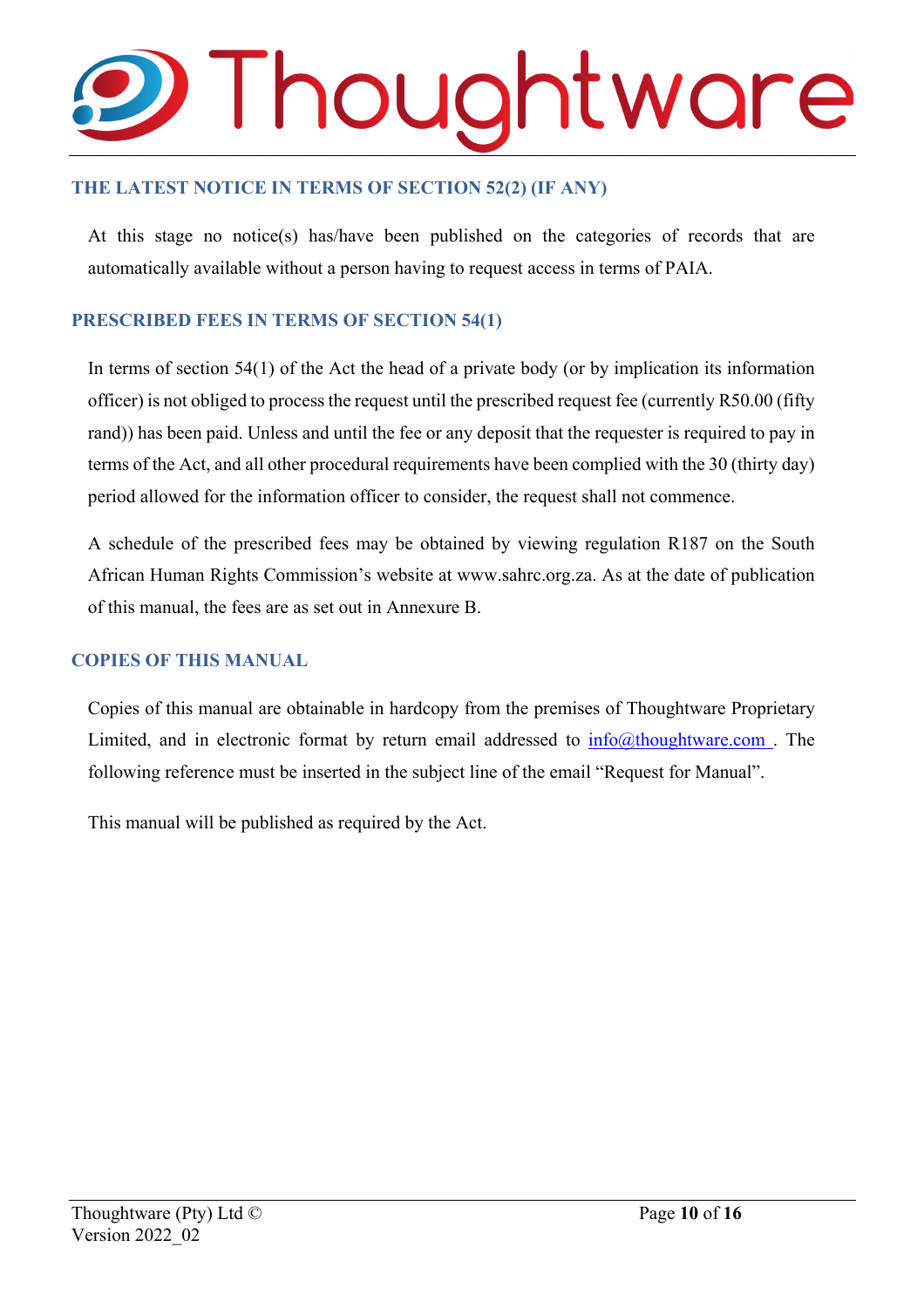## THE LATEST NOTICE IN TERMS OF SECTION 52(2) (IF ANY)

At this stage no notice(s) has/have been published on the categories of records that are automatically available without a person having to request access in terms of PAIA.

## PRESCRIBED FEES IN TERMS OF SECTION 54(1)

In terms of section 54(1) of the Act the head of a private body (or by implication its information officer) is not obliged to process the request until the prescribed request fee (currently R50.00 (fifty rand)) has been paid. Unless and until the fee or any deposit that the requester is required to pay in terms of the Act, and all other procedural requirements have been complied with the 30 (thirty day) period allowed for the information officer to consider, the request shall not commence.

A schedule of the prescribed fees may be obtained by viewing regulation R187 on the South African Human Rights Commission's website at www.sahrc.org.za. As at the date of publication of this manual, the fees are as set out in Annexure B.

## COPIES OF THIS MANUAL

Copies of this manual are obtainable in hardcopy from the premises of Thoughtware Proprietary Limited, and in electronic format by return email addressed to info@thoughtware.com . The following reference must be inserted in the subject line of the email "Request for Manual".

This manual will be published as required by the Act.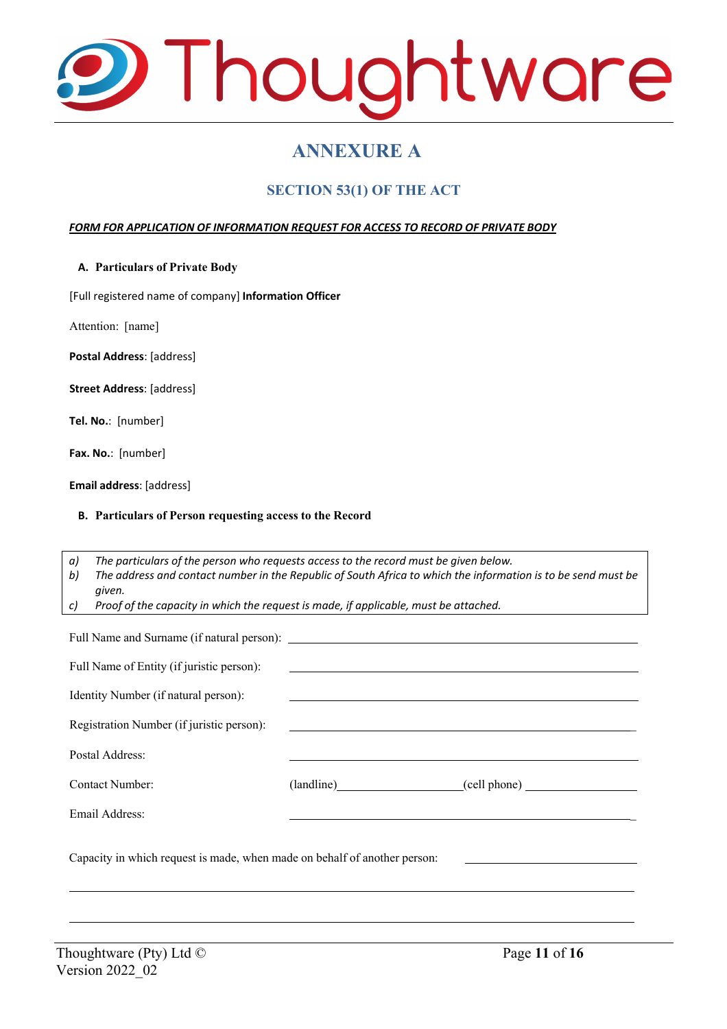# ANNEXURE A

## SECTION 53(1) OF THE ACT

***FORM FOR APPLICATION OF INFORMATION REQUEST FOR ACCESS TO RECORD OF PRIVATE BODY***

**A. Particulars of Private Body**

[Full registered name of company] **Information Officer**

Attention: [name]

**Postal Address**: [address]

**Street Address**: [address]

**Tel. No.**: [number]

**Fax. No.**: [number]

**Email address**: [address]

**B. Particulars of Person requesting access to the Record**

*a) The particulars of the person who requests access to the record must be given below.*
*b) The address and contact number in the Republic of South Africa to which the information is to be send must be given.*
*c) Proof of the capacity in which the request is made, if applicable, must be attached.*

Full Name and Surname (if natural person): ______________________________

Full Name of Entity (if juristic person): ______________________________

Identity Number (if natural person): ______________________________

Registration Number (if juristic person): ______________________________

Postal Address: ______________________________

Contact Number: (landline)____________________ (cell phone) ____________________

Email Address: ______________________________

Capacity in which request is made, when made on behalf of another person: ____________________

______________________________________________________________________

______________________________________________________________________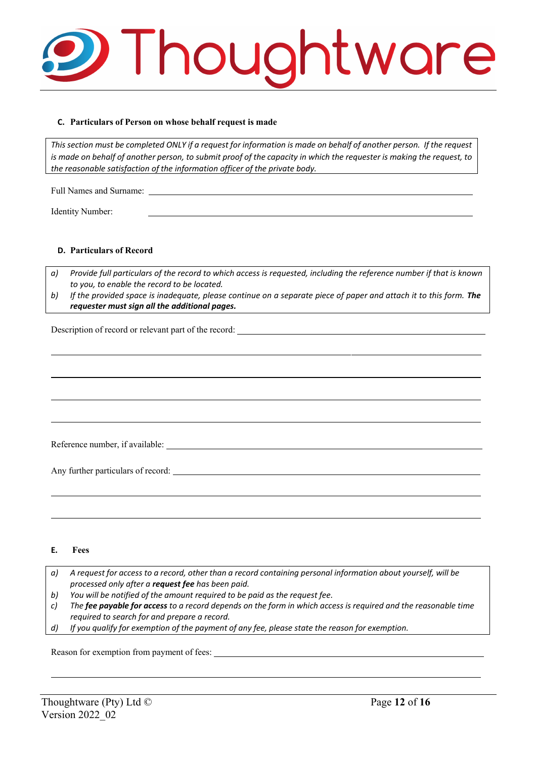### C. Particulars of Person on whose behalf request is made

*This section must be completed ONLY if a request for information is made on behalf of another person. If the request is made on behalf of another person, to submit proof of the capacity in which the requester is making the request, to the reasonable satisfaction of the information officer of the private body.*

Full Names and Surname: \_\_\_\_\_\_\_\_\_\_\_\_\_\_\_\_\_\_\_\_\_\_\_\_\_\_\_\_\_\_\_\_\_\_\_\_\_\_\_\_

Identity Number: \_\_\_\_\_\_\_\_\_\_\_\_\_\_\_\_\_\_\_\_\_\_\_\_\_\_\_\_\_\_\_\_\_\_\_\_\_\_\_\_

### D. Particulars of Record

*a) Provide full particulars of the record to which access is requested, including the reference number if that is known to you, to enable the record to be located.*
*b) If the provided space is inadequate, please continue on a separate piece of paper and attach it to this form.* ***The requester must sign all the additional pages.***

Description of record or relevant part of the record: \_\_\_\_\_\_\_\_\_\_\_\_\_\_\_\_\_\_\_\_\_\_\_\_\_\_\_\_\_\_\_\_\_\_\_\_\_\_\_\_

\_\_\_\_\_\_\_\_\_\_\_\_\_\_\_\_\_\_\_\_\_\_\_\_\_\_\_\_\_\_\_\_\_\_\_\_\_\_\_\_\_\_\_\_\_\_\_\_\_\_\_\_\_\_\_\_\_\_\_\_\_\_\_\_\_\_\_\_\_\_\_\_\_\_\_\_\_\_

\_\_\_\_\_\_\_\_\_\_\_\_\_\_\_\_\_\_\_\_\_\_\_\_\_\_\_\_\_\_\_\_\_\_\_\_\_\_\_\_\_\_\_\_\_\_\_\_\_\_\_\_\_\_\_\_\_\_\_\_\_\_\_\_\_\_\_\_\_\_\_\_\_\_\_\_\_\_

\_\_\_\_\_\_\_\_\_\_\_\_\_\_\_\_\_\_\_\_\_\_\_\_\_\_\_\_\_\_\_\_\_\_\_\_\_\_\_\_\_\_\_\_\_\_\_\_\_\_\_\_\_\_\_\_\_\_\_\_\_\_\_\_\_\_\_\_\_\_\_\_\_\_\_\_\_\_

\_\_\_\_\_\_\_\_\_\_\_\_\_\_\_\_\_\_\_\_\_\_\_\_\_\_\_\_\_\_\_\_\_\_\_\_\_\_\_\_\_\_\_\_\_\_\_\_\_\_\_\_\_\_\_\_\_\_\_\_\_\_\_\_\_\_\_\_\_\_\_\_\_\_\_\_\_\_

Reference number, if available: \_\_\_\_\_\_\_\_\_\_\_\_\_\_\_\_\_\_\_\_\_\_\_\_\_\_\_\_\_\_\_\_\_\_\_\_\_\_\_\_

Any further particulars of record: \_\_\_\_\_\_\_\_\_\_\_\_\_\_\_\_\_\_\_\_\_\_\_\_\_\_\_\_\_\_\_\_\_\_\_\_\_\_\_\_

\_\_\_\_\_\_\_\_\_\_\_\_\_\_\_\_\_\_\_\_\_\_\_\_\_\_\_\_\_\_\_\_\_\_\_\_\_\_\_\_\_\_\_\_\_\_\_\_\_\_\_\_\_\_\_\_\_\_\_\_\_\_\_\_\_\_\_\_\_\_\_\_\_\_\_\_\_\_

\_\_\_\_\_\_\_\_\_\_\_\_\_\_\_\_\_\_\_\_\_\_\_\_\_\_\_\_\_\_\_\_\_\_\_\_\_\_\_\_\_\_\_\_\_\_\_\_\_\_\_\_\_\_\_\_\_\_\_\_\_\_\_\_\_\_\_\_\_\_\_\_\_\_\_\_\_\_

### E. Fees

*a) A request for access to a record, other than a record containing personal information about yourself, will be processed only after a* ***request fee*** *has been paid.*
*b) You will be notified of the amount required to be paid as the request fee.*
*c) The* ***fee payable for access*** *to a record depends on the form in which access is required and the reasonable time required to search for and prepare a record.*
*d) If you qualify for exemption of the payment of any fee, please state the reason for exemption.*

Reason for exemption from payment of fees: \_\_\_\_\_\_\_\_\_\_\_\_\_\_\_\_\_\_\_\_\_\_\_\_\_\_\_\_\_\_\_\_\_\_\_\_\_\_\_\_

\_\_\_\_\_\_\_\_\_\_\_\_\_\_\_\_\_\_\_\_\_\_\_\_\_\_\_\_\_\_\_\_\_\_\_\_\_\_\_\_\_\_\_\_\_\_\_\_\_\_\_\_\_\_\_\_\_\_\_\_\_\_\_\_\_\_\_\_\_\_\_\_\_\_\_\_\_\_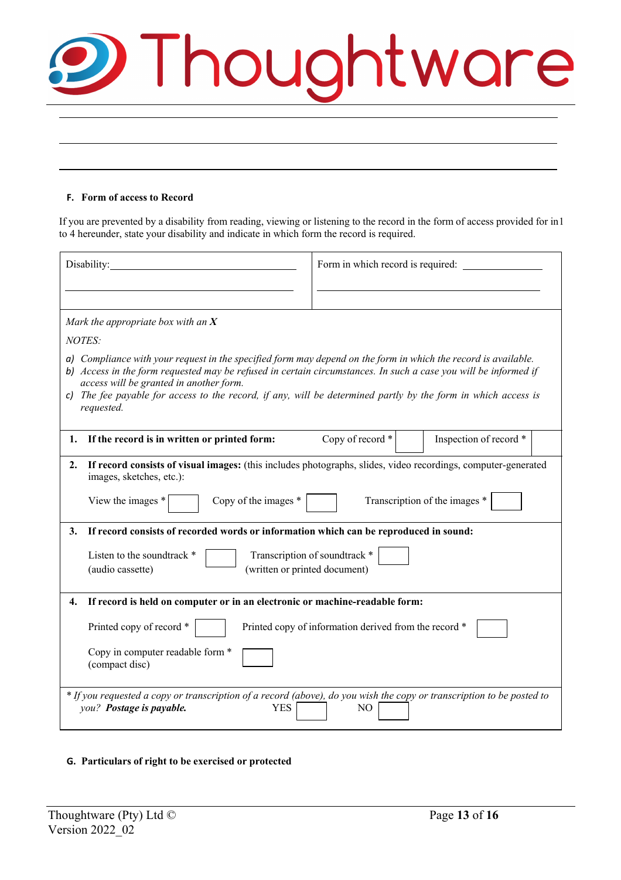_______________________________________________________________________________

_______________________________________________________________________________

_______________________________________________________________________________

### F. Form of access to Record

If you are prevented by a disability from reading, viewing or listening to the record in the form of access provided for in1 to 4 hereunder, state your disability and indicate in which form the record is required.

| Disability: ______________________________ | Form in which record is required: ______________ |
|---|---|
| ______________________________ | ______________________________ |

*Mark the appropriate box with an **X***

*NOTES:*

*a) Compliance with your request in the specified form may depend on the form in which the record is available.*
*b) Access in the form requested may be refused in certain circumstances. In such a case you will be informed if access will be granted in another form.*
*c) The fee payable for access to the record, if any, will be determined partly by the form in which access is requested.*

**1. If the record is in written or printed form:** Copy of record * [ ] Inspection of record * [ ]

**2. If record consists of visual images:** (this includes photographs, slides, video recordings, computer-generated images, sketches, etc.):

View the images * [ ] Copy of the images * [ ] Transcription of the images * [ ]

**3. If record consists of recorded words or information which can be reproduced in sound:**

Listen to the soundtrack * (audio cassette) [ ] Transcription of soundtrack * (written or printed document) [ ]

**4. If record is held on computer or in an electronic or machine-readable form:**

Printed copy of record * [ ] Printed copy of information derived from the record * [ ]

Copy in computer readable form * (compact disc) [ ]

\* *If you requested a copy or transcription of a record (above), do you wish the copy or transcription to be posted to you? **Postage is payable.*** YES [ ] NO [ ]

### G. Particulars of right to be exercised or protected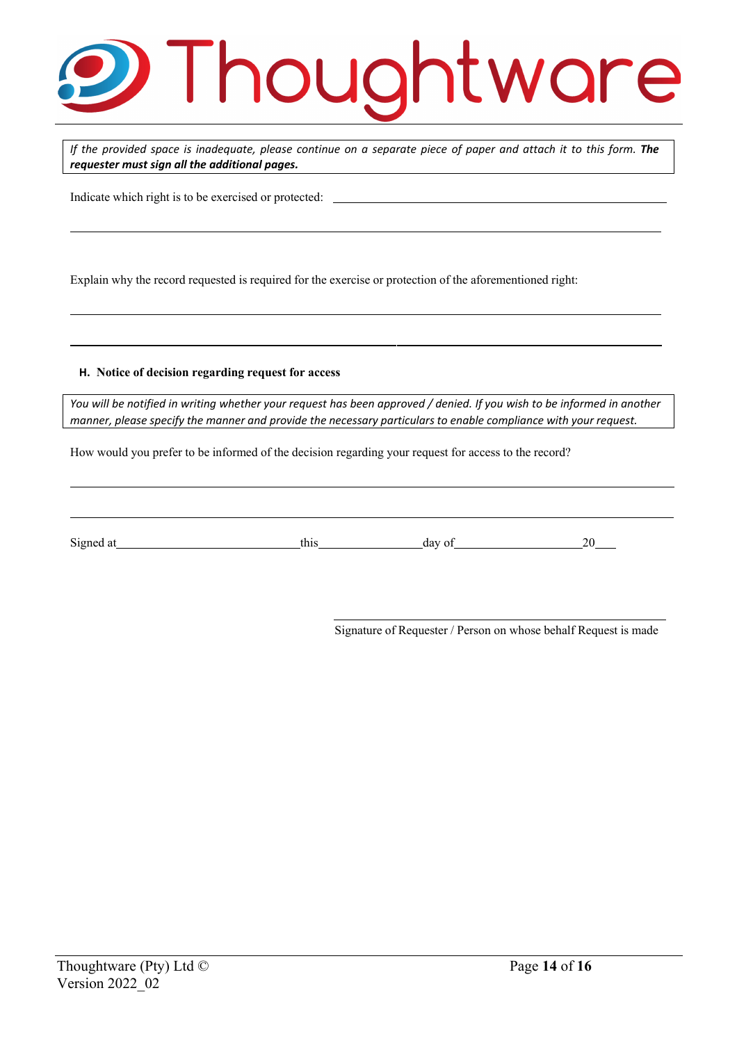*If the provided space is inadequate, please continue on a separate piece of paper and attach it to this form.* ***The requester must sign all the additional pages.***

Indicate which right is to be exercised or protected: \_\_\_\_\_\_\_\_\_\_\_\_\_\_\_\_\_\_\_\_\_\_\_\_\_\_\_\_\_\_\_\_\_\_\_\_\_\_\_\_

\_\_\_\_\_\_\_\_\_\_\_\_\_\_\_\_\_\_\_\_\_\_\_\_\_\_\_\_\_\_\_\_\_\_\_\_\_\_\_\_\_\_\_\_\_\_\_\_\_\_\_\_\_\_\_\_\_\_\_\_\_\_\_\_\_\_\_\_\_\_\_\_

Explain why the record requested is required for the exercise or protection of the aforementioned right:

\_\_\_\_\_\_\_\_\_\_\_\_\_\_\_\_\_\_\_\_\_\_\_\_\_\_\_\_\_\_\_\_\_\_\_\_\_\_\_\_\_\_\_\_\_\_\_\_\_\_\_\_\_\_\_\_\_\_\_\_\_\_\_\_\_\_\_\_\_\_\_\_

\_\_\_\_\_\_\_\_\_\_\_\_\_\_\_\_\_\_\_\_\_\_\_\_\_\_\_\_\_\_\_\_\_\_\_\_\_\_\_\_\_\_\_\_\_\_\_\_\_\_\_\_\_\_\_\_\_\_\_\_\_\_\_\_\_\_\_\_\_\_\_\_

### H. Notice of decision regarding request for access

*You will be notified in writing whether your request has been approved / denied. If you wish to be informed in another manner, please specify the manner and provide the necessary particulars to enable compliance with your request.*

How would you prefer to be informed of the decision regarding your request for access to the record?

\_\_\_\_\_\_\_\_\_\_\_\_\_\_\_\_\_\_\_\_\_\_\_\_\_\_\_\_\_\_\_\_\_\_\_\_\_\_\_\_\_\_\_\_\_\_\_\_\_\_\_\_\_\_\_\_\_\_\_\_\_\_\_\_\_\_\_\_\_\_\_\_

\_\_\_\_\_\_\_\_\_\_\_\_\_\_\_\_\_\_\_\_\_\_\_\_\_\_\_\_\_\_\_\_\_\_\_\_\_\_\_\_\_\_\_\_\_\_\_\_\_\_\_\_\_\_\_\_\_\_\_\_\_\_\_\_\_\_\_\_\_\_\_\_

Signed at\_\_\_\_\_\_\_\_\_\_\_\_\_\_\_\_\_\_\_\_\_\_\_\_\_\_\_\_this\_\_\_\_\_\_\_\_\_\_\_\_\_\_\_\_day of\_\_\_\_\_\_\_\_\_\_\_\_\_\_\_\_\_\_\_\_20\_\_\_

\_\_\_\_\_\_\_\_\_\_\_\_\_\_\_\_\_\_\_\_\_\_\_\_\_\_\_\_\_\_\_\_\_\_\_\_\_\_\_\_\_\_\_\_\_\_\_\_

Signature of Requester / Person on whose behalf Request is made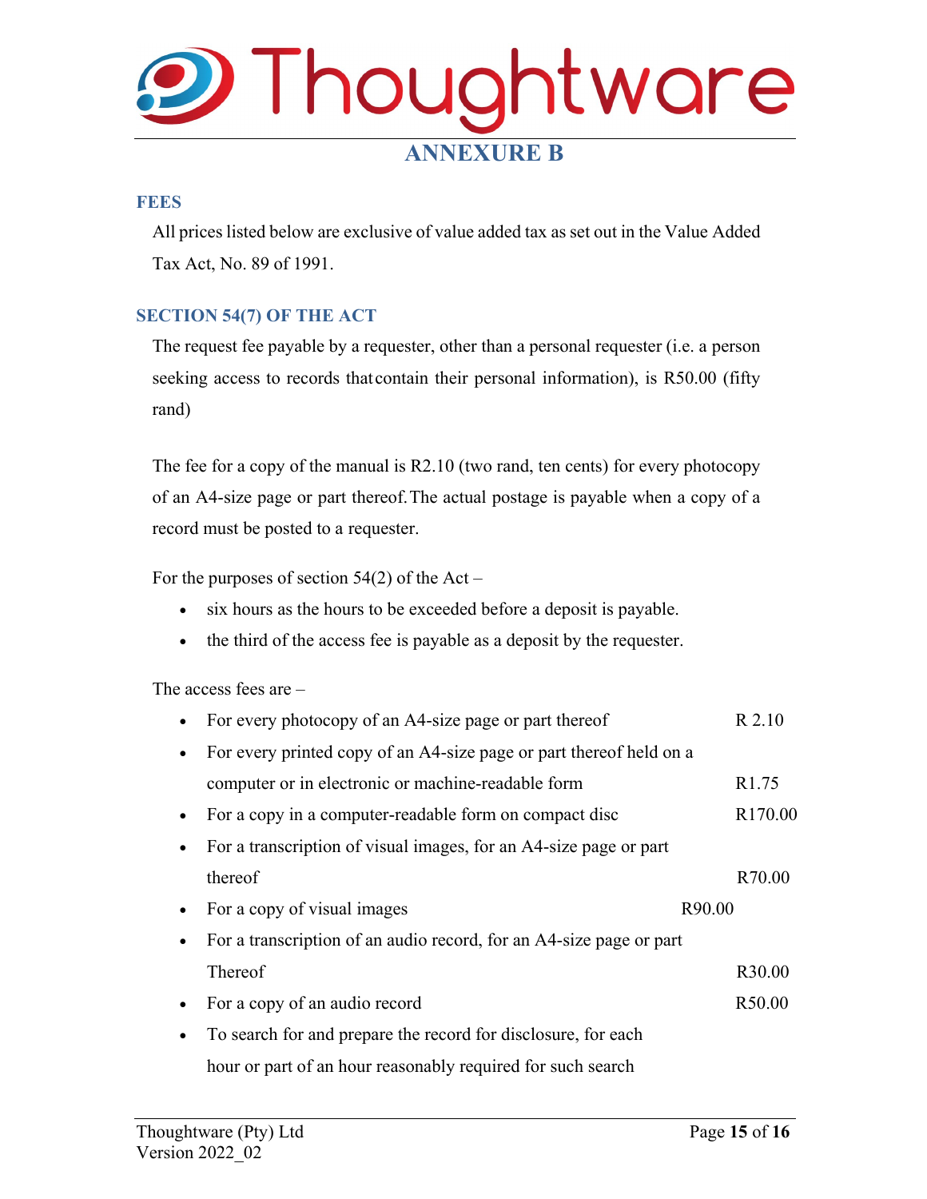# ANNEXURE B

## FEES

All prices listed below are exclusive of value added tax as set out in the Value Added Tax Act, No. 89 of 1991.

## SECTION 54(7) OF THE ACT

The request fee payable by a requester, other than a personal requester (i.e. a person seeking access to records that contain their personal information), is R50.00 (fifty rand)

The fee for a copy of the manual is R2.10 (two rand, ten cents) for every photocopy of an A4-size page or part thereof. The actual postage is payable when a copy of a record must be posted to a requester.

For the purposes of section 54(2) of the Act –

- six hours as the hours to be exceeded before a deposit is payable.
- the third of the access fee is payable as a deposit by the requester.

The access fees are –

- For every photocopy of an A4-size page or part thereof R 2.10
- For every printed copy of an A4-size page or part thereof held on a computer or in electronic or machine-readable form R1.75
- For a copy in a computer-readable form on compact disc R170.00
- For a transcription of visual images, for an A4-size page or part thereof R70.00
- For a copy of visual images R90.00
- For a transcription of an audio record, for an A4-size page or part Thereof R30.00
- For a copy of an audio record R50.00
- To search for and prepare the record for disclosure, for each hour or part of an hour reasonably required for such search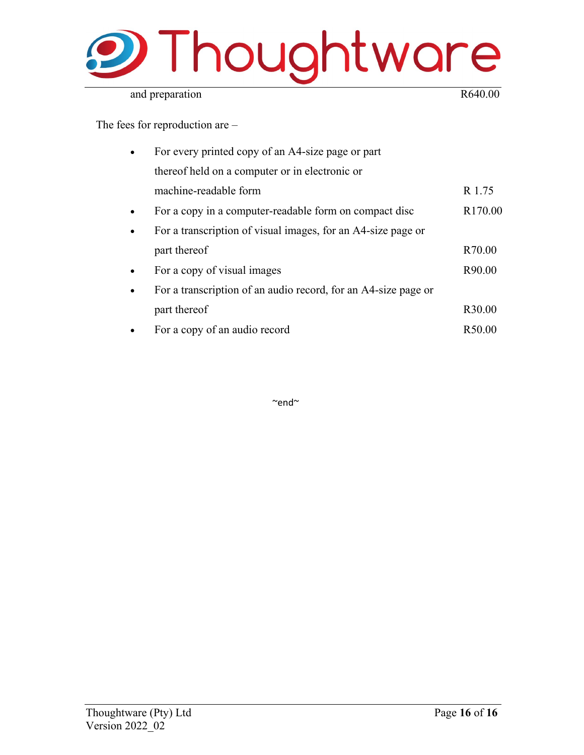| | |
|---|---|
| and preparation | R640.00 |

The fees for reproduction are –

| | |
|---|---|
| • For every printed copy of an A4-size page or part thereof held on a computer or in electronic or machine-readable form | R 1.75 |
| • For a copy in a computer-readable form on compact disc | R170.00 |
| • For a transcription of visual images, for an A4-size page or part thereof | R70.00 |
| • For a copy of visual images | R90.00 |
| • For a transcription of an audio record, for an A4-size page or part thereof | R30.00 |
| • For a copy of an audio record | R50.00 |

~end~